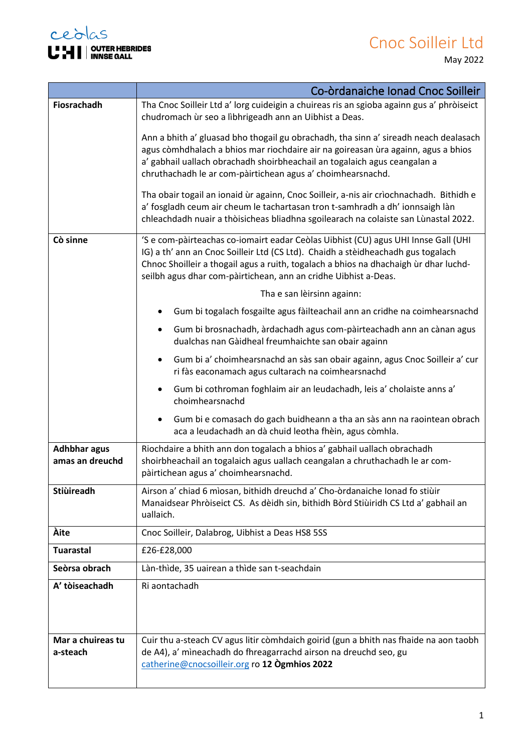# Cnoc Soilleir Ltd

May 2022

| | Co-òrdanaiche Ionad Cnoc Soilleir |
|---|---|
| **Fiosrachadh** | Tha Cnoc Soilleir Ltd a' lorg cuideigin a chuireas ris an sgioba againn gus a' phròiseict chudromach ùr seo a lìbhrigeadh ann an Uibhist a Deas.<br><br>Ann a bhith a' gluasad bho thogail gu obrachadh, tha sinn a' sireadh neach dealasach agus còmhdhalach a bhios mar riochdaire air na goireasan ùra againn, agus a bhios a' gabhail uallach obrachadh shoirbheachail an togalaich agus ceangalan a chruthachadh le ar com-pàirtichean agus a' choimhearsnachd.<br><br>Tha obair togail an ionaid ùr againn, Cnoc Soilleir, a-nis air crìochnachadh. Bithidh e a' fosgladh ceum air cheum le tachartasan tron t-samhradh a dh' ionnsaigh làn chleachdadh nuair a thòisicheas bliadhna sgoilearach na colaiste san Lùnastal 2022. |
| **Cò sinne** | 'S e com-pàirteachas co-iomairt eadar Ceòlas Uibhist (CU) agus UHI Innse Gall (UHI IG) a th' ann an Cnoc Soilleir Ltd (CS Ltd). Chaidh a stèidheachadh gus togalach Chnoc Shoilleir a thogail agus a ruith, togalach a bhios na dhachaigh ùr dhar luchd-seilbh agus dhar com-pàirtichean, ann an cridhe Uibhist a-Deas.<br><br>Tha e san lèirsinn againn:<br><br>• Gum bi togalach fosgailte agus fàilteachail ann an cridhe na coimhearsnachd<br>• Gum bi brosnachadh, àrdachadh agus com-pàirteachadh ann an cànan agus dualchas nan Gàidheal freumhaichte san obair againn<br>• Gum bi a' choimhearsnachd an sàs san obair againn, agus Cnoc Soilleir a' cur ri fàs eaconamach agus cultarach na coimhearsnachd<br>• Gum bi cothroman foghlaim air an leudachadh, leis a' cholaiste anns a' choimhearsnachd<br>• Gum bi e comasach do gach buidheann a tha an sàs ann na raointean obrach aca a leudachadh an dà chuid leotha fhèin, agus còmhla. |
| **Adhbhar agus amas an dreuchd** | Riochdaire a bhith ann don togalach a bhios a' gabhail uallach obrachadh shoirbheachail an togalaich agus uallach ceangalan a chruthachadh le ar com-pàirtichean agus a' choimhearsnachd. |
| **Stiùireadh** | Airson a' chiad 6 mìosan, bithidh dreuchd a' Cho-òrdanaiche Ionad fo stiùir Manaidsear Phròiseict CS. As dèidh sin, bithidh Bòrd Stiùiridh CS Ltd a' gabhail an uallaich. |
| **Àite** | Cnoc Soilleir, Dalabrog, Uibhist a Deas HS8 5SS |
| **Tuarastal** | £26-£28,000 |
| **Seòrsa obrach** | Làn-thìde, 35 uairean a thìde san t-seachdain |
| **A' tòiseachadh** | Ri aontachadh |
| **Mar a chuireas tu a-steach** | Cuir thu a-steach CV agus litir còmhdaich goirid (gun a bhith nas fhaide na aon taobh de A4), a' mìneachadh do fhreagarrachd airson na dreuchd seo, gu catherine@cnocsoilleir.org ro **12 Ògmhios 2022** |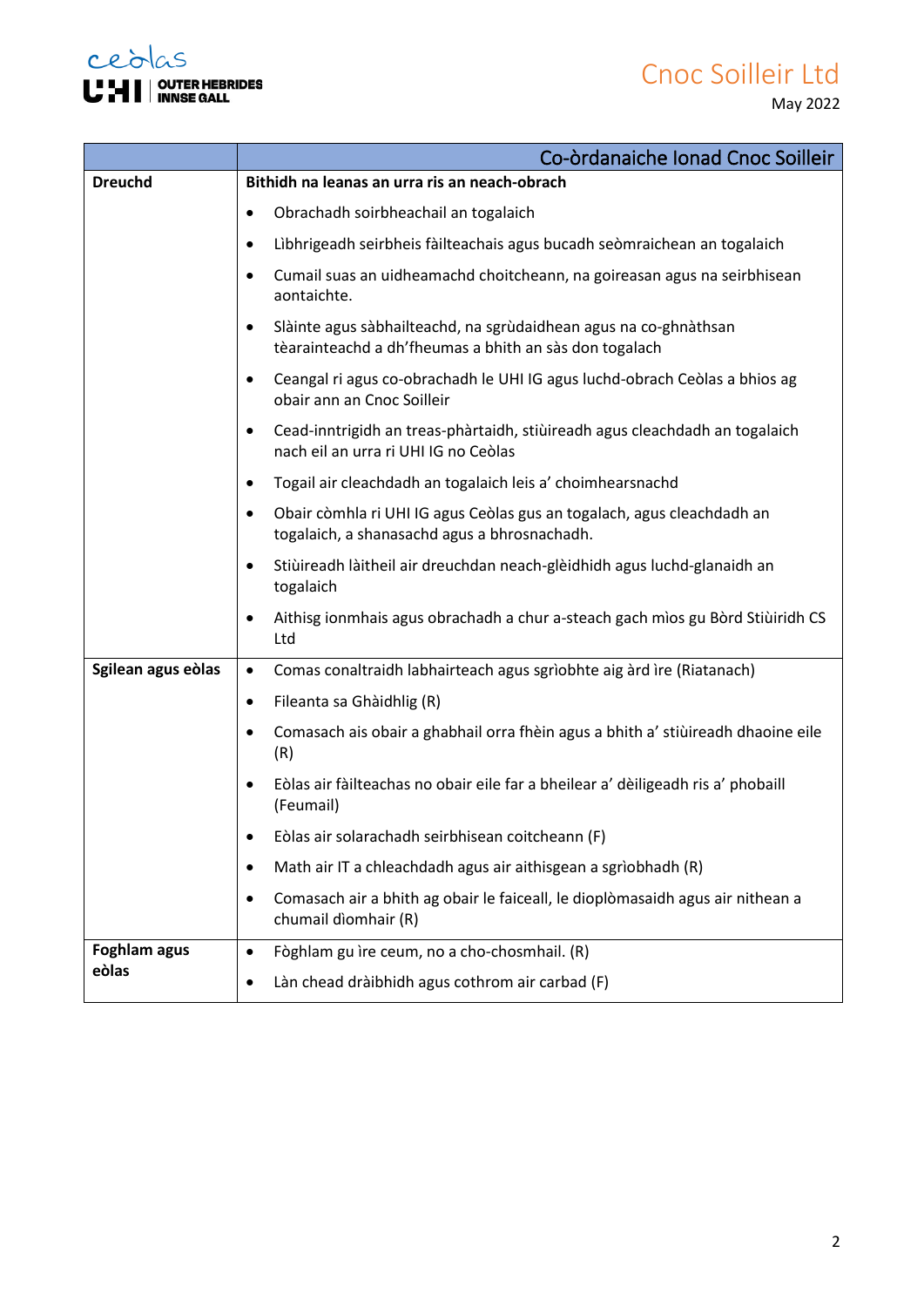| | Co-òrdanaiche Ionad Cnoc Soilleir |
|---|---|
| **Dreuchd** | **Bithidh na leanas an urra ris an neach-obrach**<br>• Obrachadh soirbheachail an togalaich<br>• Lìbhrigeadh seirbheis fàilteachais agus bucadh seòmraichean an togalaich<br>• Cumail suas an uidheamachd choitcheann, na goireasan agus na seirbhisean aontaichte.<br>• Slàinte agus sàbhailteachd, na sgrùdaidhean agus na co-ghnàthsan tèarainteachd a dh'fheumas a bhith an sàs don togalach<br>• Ceangal ri agus co-obrachadh le UHI IG agus luchd-obrach Ceòlas a bhios ag obair ann an Cnoc Soilleir<br>• Cead-inntrigidh an treas-phàrtaidh, stiùireadh agus cleachdadh an togalaich nach eil an urra ri UHI IG no Ceòlas<br>• Togail air cleachdadh an togalaich leis a' choimhearsnachd<br>• Obair còmhla ri UHI IG agus Ceòlas gus an togalach, agus cleachdadh an togalaich, a shanasachd agus a bhrosnachadh.<br>• Stiùireadh làitheil air dreuchdan neach-glèidhidh agus luchd-glanaidh an togalaich<br>• Aithisg ionmhais agus obrachadh a chur a-steach gach mìos gu Bòrd Stiùiridh CS Ltd |
| **Sgilean agus eòlas** | • Comas conaltraidh labhairteach agus sgrìobhte aig àrd ìre (Riatanach)<br>• Fileanta sa Ghàidhlig (R)<br>• Comasach ais obair a ghabhail orra fhèin agus a bhith a' stiùireadh dhaoine eile (R)<br>• Eòlas air fàilteachas no obair eile far a bheilear a' dèiligeadh ris a' phobaill (Feumail)<br>• Eòlas air solarachadh seirbhisean coitcheann (F)<br>• Math air IT a chleachdadh agus air aithisgean a sgrìobhadh (R)<br>• Comasach air a bhith ag obair le faiceall, le dioplòmasaidh agus air nithean a chumail dìomhair (R) |
| **Foghlam agus eòlas** | • Fòghlam gu ìre ceum, no a cho-chosmhail. (R)<br>• Làn chead dràibhidh agus cothrom air carbad (F) |